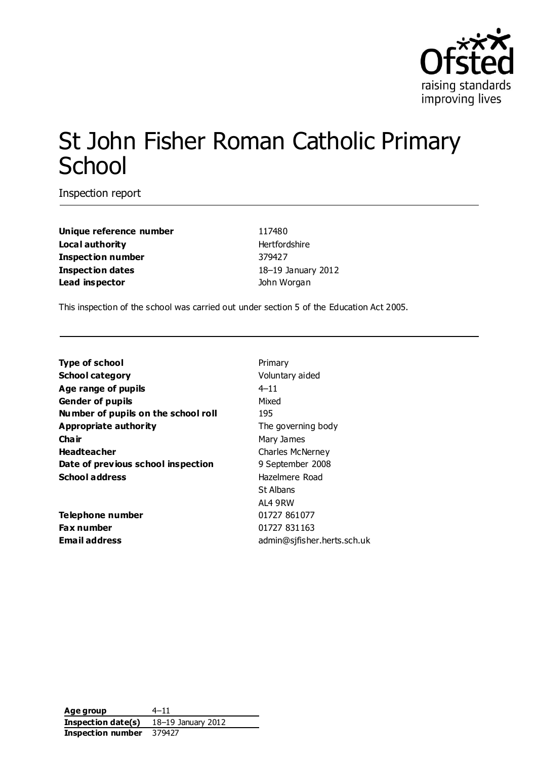# St John Fisher Roman Catholic Primary School

Inspection report

| | |
|---|---|
| **Unique reference number** | 117480 |
| **Local authority** | Hertfordshire |
| **Inspection number** | 379427 |
| **Inspection dates** | 18–19 January 2012 |
| **Lead inspector** | John Worgan |

This inspection of the school was carried out under section 5 of the Education Act 2005.

| | |
|---|---|
| **Type of school** | Primary |
| **School category** | Voluntary aided |
| **Age range of pupils** | 4–11 |
| **Gender of pupils** | Mixed |
| **Number of pupils on the school roll** | 195 |
| **Appropriate authority** | The governing body |
| **Chair** | Mary James |
| **Headteacher** | Charles McNerney |
| **Date of previous school inspection** | 9 September 2008 |
| **School address** | Hazelmere Road<br>St Albans<br>AL4 9RW |
| **Telephone number** | 01727 861077 |
| **Fax number** | 01727 831163 |
| **Email address** | admin@sjfisher.herts.sch.uk |

| | |
|---|---|
| **Age group** | 4–11 |
| **Inspection date(s)** | 18–19 January 2012 |
| **Inspection number** | 379427 |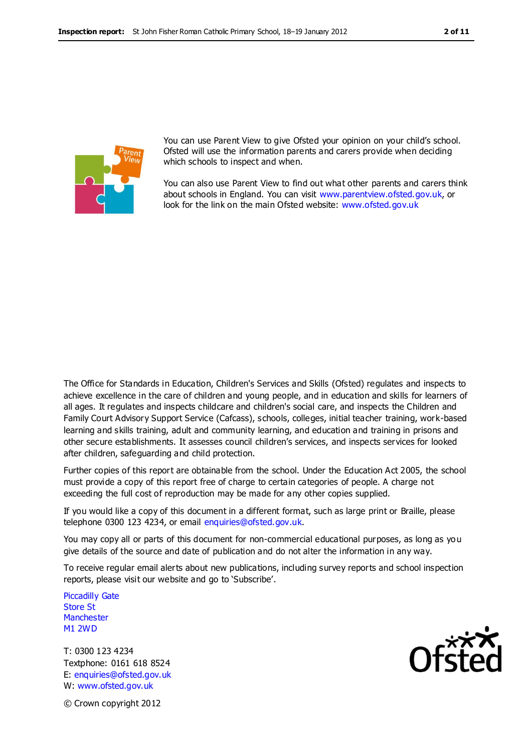You can use Parent View to give Ofsted your opinion on your child's school. Ofsted will use the information parents and carers provide when deciding which schools to inspect and when.

You can also use Parent View to find out what other parents and carers think about schools in England. You can visit www.parentview.ofsted.gov.uk, or look for the link on the main Ofsted website: www.ofsted.gov.uk

The Office for Standards in Education, Children's Services and Skills (Ofsted) regulates and inspects to achieve excellence in the care of children and young people, and in education and skills for learners of all ages. It regulates and inspects childcare and children's social care, and inspects the Children and Family Court Advisory Support Service (Cafcass), schools, colleges, initial teacher training, work-based learning and skills training, adult and community learning, and education and training in prisons and other secure establishments. It assesses council children's services, and inspects services for looked after children, safeguarding and child protection.

Further copies of this report are obtainable from the school. Under the Education Act 2005, the school must provide a copy of this report free of charge to certain categories of people. A charge not exceeding the full cost of reproduction may be made for any other copies supplied.

If you would like a copy of this document in a different format, such as large print or Braille, please telephone 0300 123 4234, or email enquiries@ofsted.gov.uk.

You may copy all or parts of this document for non-commercial educational purposes, as long as you give details of the source and date of publication and do not alter the information in any way.

To receive regular email alerts about new publications, including survey reports and school inspection reports, please visit our website and go to 'Subscribe'.

Piccadilly Gate
Store St
Manchester
M1 2WD

T: 0300 123 4234
Textphone: 0161 618 8524
E: enquiries@ofsted.gov.uk
W: www.ofsted.gov.uk

© Crown copyright 2012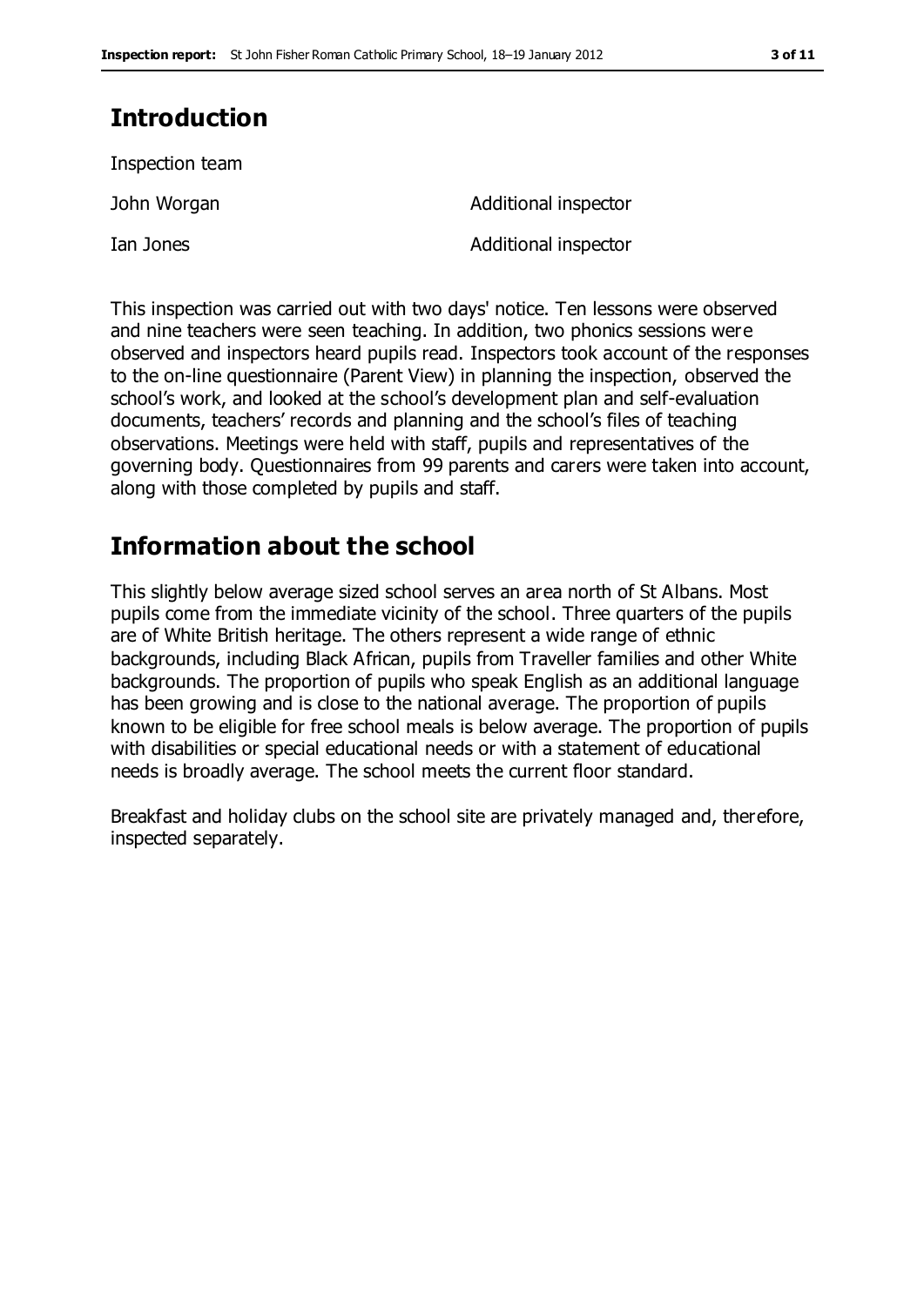## Introduction

Inspection team

| | |
|---|---|
| John Worgan | Additional inspector |
| Ian Jones | Additional inspector |

This inspection was carried out with two days' notice. Ten lessons were observed and nine teachers were seen teaching. In addition, two phonics sessions were observed and inspectors heard pupils read. Inspectors took account of the responses to the on-line questionnaire (Parent View) in planning the inspection, observed the school's work, and looked at the school's development plan and self-evaluation documents, teachers' records and planning and the school's files of teaching observations. Meetings were held with staff, pupils and representatives of the governing body. Questionnaires from 99 parents and carers were taken into account, along with those completed by pupils and staff.

## Information about the school

This slightly below average sized school serves an area north of St Albans. Most pupils come from the immediate vicinity of the school. Three quarters of the pupils are of White British heritage. The others represent a wide range of ethnic backgrounds, including Black African, pupils from Traveller families and other White backgrounds. The proportion of pupils who speak English as an additional language has been growing and is close to the national average. The proportion of pupils known to be eligible for free school meals is below average. The proportion of pupils with disabilities or special educational needs or with a statement of educational needs is broadly average. The school meets the current floor standard.

Breakfast and holiday clubs on the school site are privately managed and, therefore, inspected separately.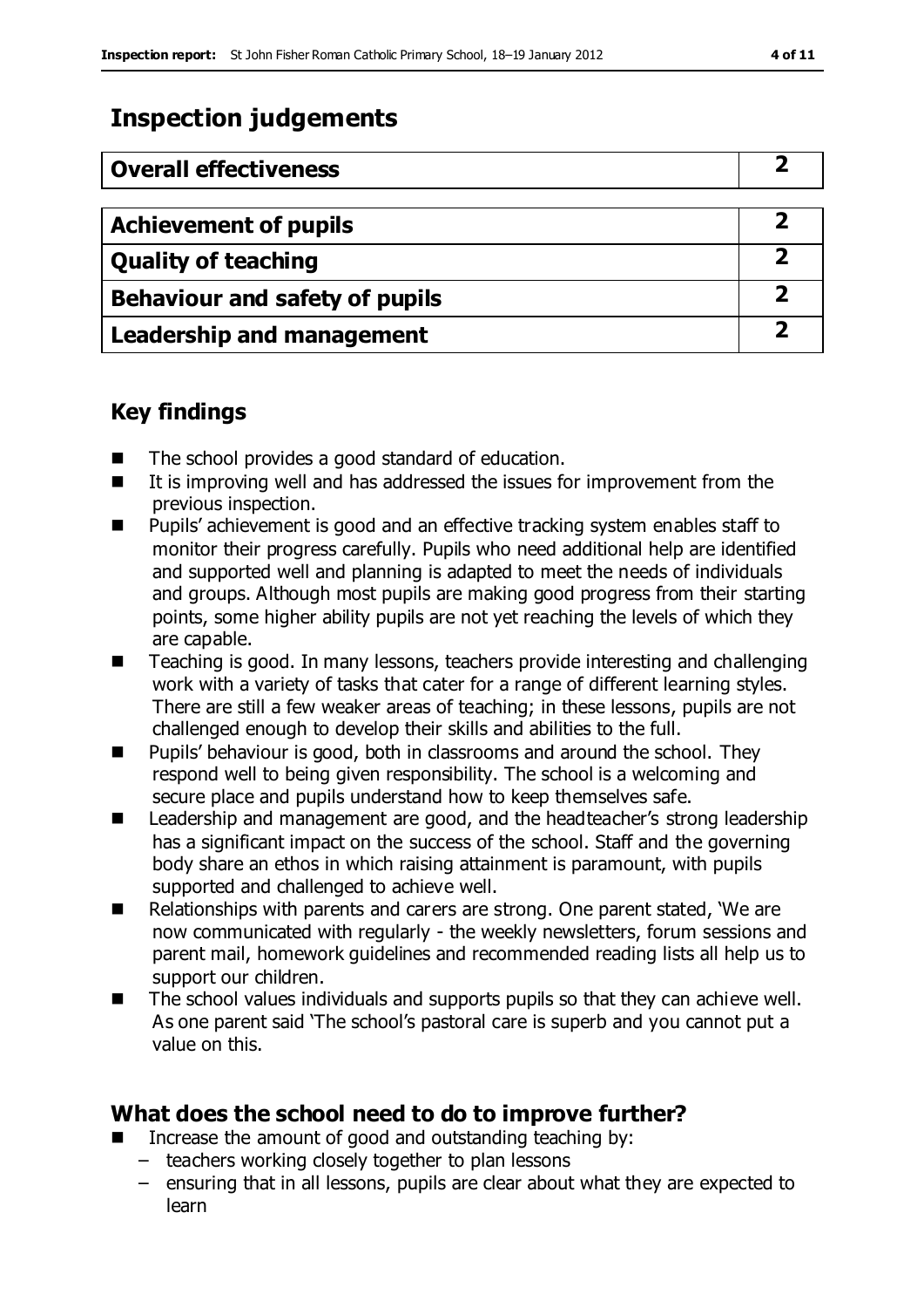# Inspection judgements

| Overall effectiveness | 2 |
|---|---|

| Achievement of pupils | 2 |
|---|---|
| Quality of teaching | 2 |
| Behaviour and safety of pupils | 2 |
| Leadership and management | 2 |

## Key findings

- The school provides a good standard of education.
- It is improving well and has addressed the issues for improvement from the previous inspection.
- Pupils' achievement is good and an effective tracking system enables staff to monitor their progress carefully. Pupils who need additional help are identified and supported well and planning is adapted to meet the needs of individuals and groups. Although most pupils are making good progress from their starting points, some higher ability pupils are not yet reaching the levels of which they are capable.
- Teaching is good. In many lessons, teachers provide interesting and challenging work with a variety of tasks that cater for a range of different learning styles. There are still a few weaker areas of teaching; in these lessons, pupils are not challenged enough to develop their skills and abilities to the full.
- Pupils' behaviour is good, both in classrooms and around the school. They respond well to being given responsibility. The school is a welcoming and secure place and pupils understand how to keep themselves safe.
- Leadership and management are good, and the headteacher's strong leadership has a significant impact on the success of the school. Staff and the governing body share an ethos in which raising attainment is paramount, with pupils supported and challenged to achieve well.
- Relationships with parents and carers are strong. One parent stated, 'We are now communicated with regularly - the weekly newsletters, forum sessions and parent mail, homework guidelines and recommended reading lists all help us to support our children.
- The school values individuals and supports pupils so that they can achieve well. As one parent said 'The school's pastoral care is superb and you cannot put a value on this.

## What does the school need to do to improve further?

- Increase the amount of good and outstanding teaching by:
  - teachers working closely together to plan lessons
  - ensuring that in all lessons, pupils are clear about what they are expected to learn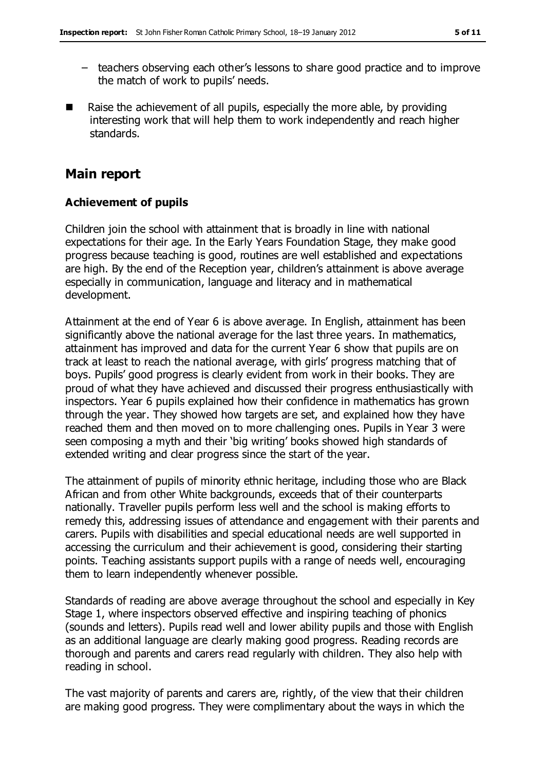- teachers observing each other's lessons to share good practice and to improve the match of work to pupils' needs.

- Raise the achievement of all pupils, especially the more able, by providing interesting work that will help them to work independently and reach higher standards.

## Main report

### Achievement of pupils

Children join the school with attainment that is broadly in line with national expectations for their age. In the Early Years Foundation Stage, they make good progress because teaching is good, routines are well established and expectations are high. By the end of the Reception year, children's attainment is above average especially in communication, language and literacy and in mathematical development.

Attainment at the end of Year 6 is above average. In English, attainment has been significantly above the national average for the last three years. In mathematics, attainment has improved and data for the current Year 6 show that pupils are on track at least to reach the national average, with girls' progress matching that of boys. Pupils' good progress is clearly evident from work in their books. They are proud of what they have achieved and discussed their progress enthusiastically with inspectors. Year 6 pupils explained how their confidence in mathematics has grown through the year. They showed how targets are set, and explained how they have reached them and then moved on to more challenging ones. Pupils in Year 3 were seen composing a myth and their 'big writing' books showed high standards of extended writing and clear progress since the start of the year.

The attainment of pupils of minority ethnic heritage, including those who are Black African and from other White backgrounds, exceeds that of their counterparts nationally. Traveller pupils perform less well and the school is making efforts to remedy this, addressing issues of attendance and engagement with their parents and carers. Pupils with disabilities and special educational needs are well supported in accessing the curriculum and their achievement is good, considering their starting points. Teaching assistants support pupils with a range of needs well, encouraging them to learn independently whenever possible.

Standards of reading are above average throughout the school and especially in Key Stage 1, where inspectors observed effective and inspiring teaching of phonics (sounds and letters). Pupils read well and lower ability pupils and those with English as an additional language are clearly making good progress. Reading records are thorough and parents and carers read regularly with children. They also help with reading in school.

The vast majority of parents and carers are, rightly, of the view that their children are making good progress. They were complimentary about the ways in which the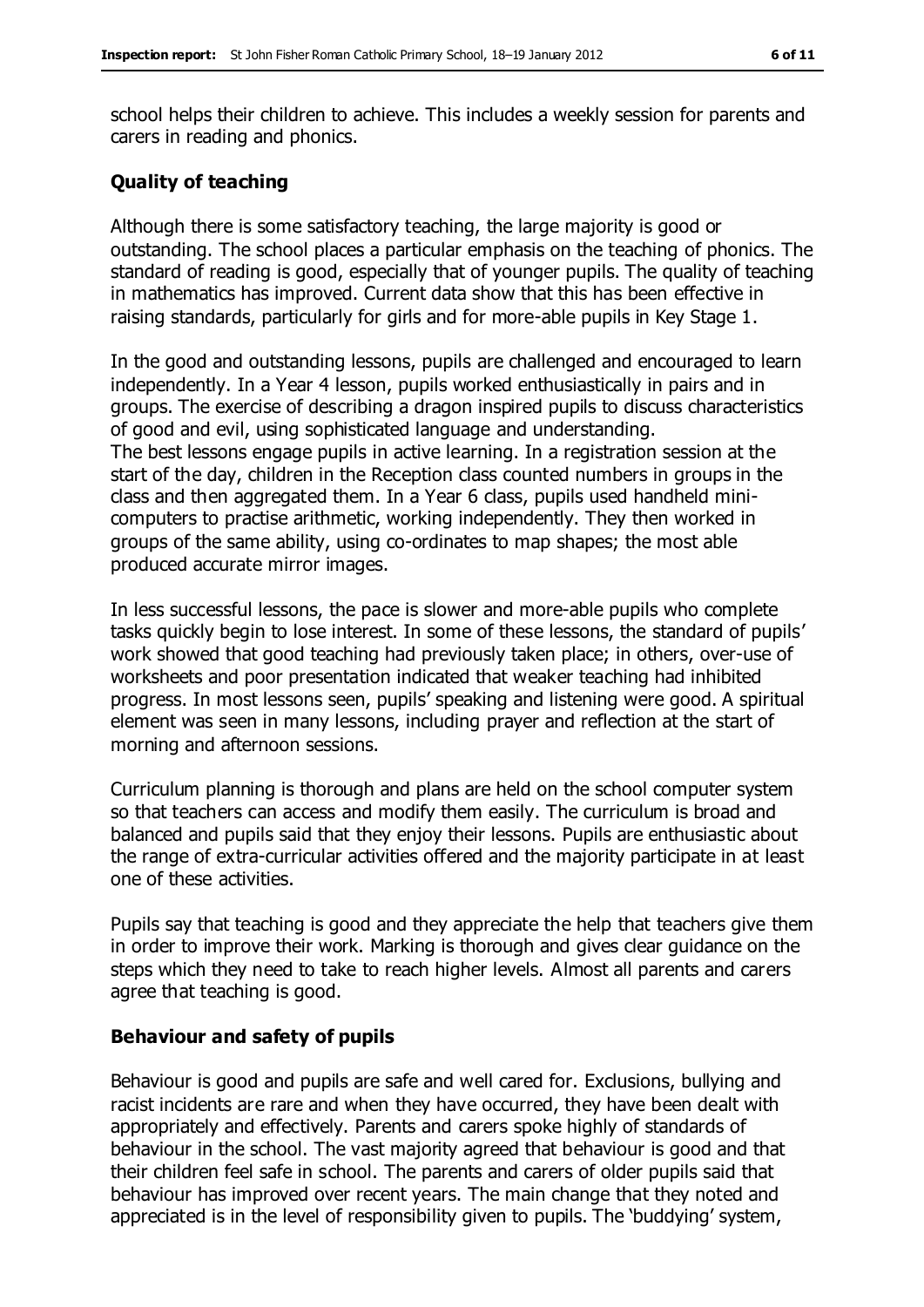school helps their children to achieve. This includes a weekly session for parents and carers in reading and phonics.

## Quality of teaching

Although there is some satisfactory teaching, the large majority is good or outstanding. The school places a particular emphasis on the teaching of phonics. The standard of reading is good, especially that of younger pupils. The quality of teaching in mathematics has improved. Current data show that this has been effective in raising standards, particularly for girls and for more-able pupils in Key Stage 1.

In the good and outstanding lessons, pupils are challenged and encouraged to learn independently. In a Year 4 lesson, pupils worked enthusiastically in pairs and in groups. The exercise of describing a dragon inspired pupils to discuss characteristics of good and evil, using sophisticated language and understanding.
The best lessons engage pupils in active learning. In a registration session at the start of the day, children in the Reception class counted numbers in groups in the class and then aggregated them. In a Year 6 class, pupils used handheld mini-computers to practise arithmetic, working independently. They then worked in groups of the same ability, using co-ordinates to map shapes; the most able produced accurate mirror images.

In less successful lessons, the pace is slower and more-able pupils who complete tasks quickly begin to lose interest. In some of these lessons, the standard of pupils' work showed that good teaching had previously taken place; in others, over-use of worksheets and poor presentation indicated that weaker teaching had inhibited progress. In most lessons seen, pupils' speaking and listening were good. A spiritual element was seen in many lessons, including prayer and reflection at the start of morning and afternoon sessions.

Curriculum planning is thorough and plans are held on the school computer system so that teachers can access and modify them easily. The curriculum is broad and balanced and pupils said that they enjoy their lessons. Pupils are enthusiastic about the range of extra-curricular activities offered and the majority participate in at least one of these activities.

Pupils say that teaching is good and they appreciate the help that teachers give them in order to improve their work. Marking is thorough and gives clear guidance on the steps which they need to take to reach higher levels. Almost all parents and carers agree that teaching is good.

## Behaviour and safety of pupils

Behaviour is good and pupils are safe and well cared for. Exclusions, bullying and racist incidents are rare and when they have occurred, they have been dealt with appropriately and effectively. Parents and carers spoke highly of standards of behaviour in the school. The vast majority agreed that behaviour is good and that their children feel safe in school. The parents and carers of older pupils said that behaviour has improved over recent years. The main change that they noted and appreciated is in the level of responsibility given to pupils. The 'buddying' system,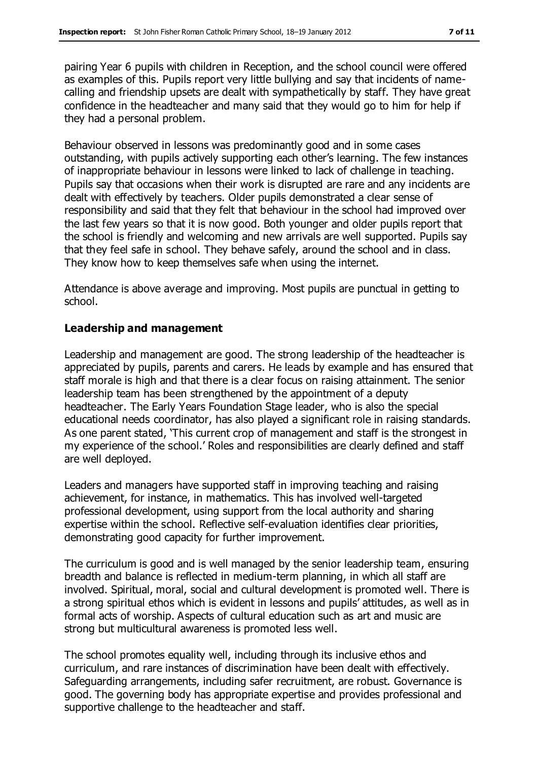pairing Year 6 pupils with children in Reception, and the school council were offered as examples of this. Pupils report very little bullying and say that incidents of name-calling and friendship upsets are dealt with sympathetically by staff. They have great confidence in the headteacher and many said that they would go to him for help if they had a personal problem.

Behaviour observed in lessons was predominantly good and in some cases outstanding, with pupils actively supporting each other's learning. The few instances of inappropriate behaviour in lessons were linked to lack of challenge in teaching. Pupils say that occasions when their work is disrupted are rare and any incidents are dealt with effectively by teachers. Older pupils demonstrated a clear sense of responsibility and said that they felt that behaviour in the school had improved over the last few years so that it is now good. Both younger and older pupils report that the school is friendly and welcoming and new arrivals are well supported. Pupils say that they feel safe in school. They behave safely, around the school and in class. They know how to keep themselves safe when using the internet.

Attendance is above average and improving. Most pupils are punctual in getting to school.

### Leadership and management

Leadership and management are good. The strong leadership of the headteacher is appreciated by pupils, parents and carers. He leads by example and has ensured that staff morale is high and that there is a clear focus on raising attainment. The senior leadership team has been strengthened by the appointment of a deputy headteacher. The Early Years Foundation Stage leader, who is also the special educational needs coordinator, has also played a significant role in raising standards. As one parent stated, 'This current crop of management and staff is the strongest in my experience of the school.' Roles and responsibilities are clearly defined and staff are well deployed.

Leaders and managers have supported staff in improving teaching and raising achievement, for instance, in mathematics. This has involved well-targeted professional development, using support from the local authority and sharing expertise within the school. Reflective self-evaluation identifies clear priorities, demonstrating good capacity for further improvement.

The curriculum is good and is well managed by the senior leadership team, ensuring breadth and balance is reflected in medium-term planning, in which all staff are involved. Spiritual, moral, social and cultural development is promoted well. There is a strong spiritual ethos which is evident in lessons and pupils' attitudes, as well as in formal acts of worship. Aspects of cultural education such as art and music are strong but multicultural awareness is promoted less well.

The school promotes equality well, including through its inclusive ethos and curriculum, and rare instances of discrimination have been dealt with effectively. Safeguarding arrangements, including safer recruitment, are robust. Governance is good. The governing body has appropriate expertise and provides professional and supportive challenge to the headteacher and staff.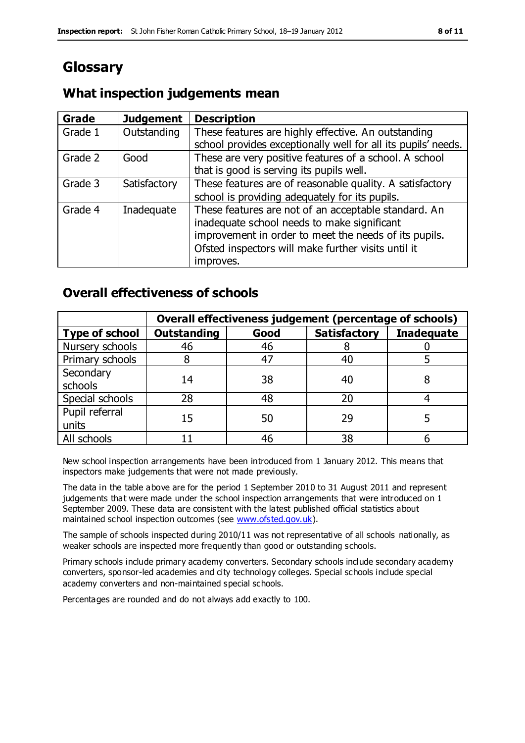# Glossary

## What inspection judgements mean

| Grade | Judgement | Description |
|---|---|---|
| Grade 1 | Outstanding | These features are highly effective. An outstanding school provides exceptionally well for all its pupils' needs. |
| Grade 2 | Good | These are very positive features of a school. A school that is good is serving its pupils well. |
| Grade 3 | Satisfactory | These features are of reasonable quality. A satisfactory school is providing adequately for its pupils. |
| Grade 4 | Inadequate | These features are not of an acceptable standard. An inadequate school needs to make significant improvement in order to meet the needs of its pupils. Ofsted inspectors will make further visits until it improves. |

## Overall effectiveness of schools

| | Overall effectiveness judgement (percentage of schools) | | | |
|---|---|---|---|---|
| **Type of school** | **Outstanding** | **Good** | **Satisfactory** | **Inadequate** |
| Nursery schools | 46 | 46 | 8 | 0 |
| Primary schools | 8 | 47 | 40 | 5 |
| Secondary schools | 14 | 38 | 40 | 8 |
| Special schools | 28 | 48 | 20 | 4 |
| Pupil referral units | 15 | 50 | 29 | 5 |
| All schools | 11 | 46 | 38 | 6 |

New school inspection arrangements have been introduced from 1 January 2012. This means that inspectors make judgements that were not made previously.

The data in the table above are for the period 1 September 2010 to 31 August 2011 and represent judgements that were made under the school inspection arrangements that were introduced on 1 September 2009. These data are consistent with the latest published official statistics about maintained school inspection outcomes (see www.ofsted.gov.uk).

The sample of schools inspected during 2010/11 was not representative of all schools nationally, as weaker schools are inspected more frequently than good or outstanding schools.

Primary schools include primary academy converters. Secondary schools include secondary academy converters, sponsor-led academies and city technology colleges. Special schools include special academy converters and non-maintained special schools.

Percentages are rounded and do not always add exactly to 100.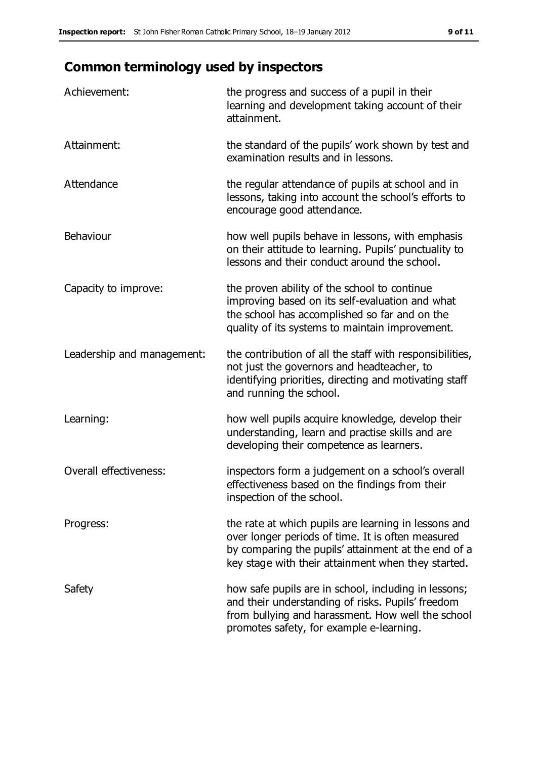## Common terminology used by inspectors

| | |
|---|---|
| Achievement: | the progress and success of a pupil in their learning and development taking account of their attainment. |
| Attainment: | the standard of the pupils' work shown by test and examination results and in lessons. |
| Attendance | the regular attendance of pupils at school and in lessons, taking into account the school's efforts to encourage good attendance. |
| Behaviour | how well pupils behave in lessons, with emphasis on their attitude to learning. Pupils' punctuality to lessons and their conduct around the school. |
| Capacity to improve: | the proven ability of the school to continue improving based on its self-evaluation and what the school has accomplished so far and on the quality of its systems to maintain improvement. |
| Leadership and management: | the contribution of all the staff with responsibilities, not just the governors and headteacher, to identifying priorities, directing and motivating staff and running the school. |
| Learning: | how well pupils acquire knowledge, develop their understanding, learn and practise skills and are developing their competence as learners. |
| Overall effectiveness: | inspectors form a judgement on a school's overall effectiveness based on the findings from their inspection of the school. |
| Progress: | the rate at which pupils are learning in lessons and over longer periods of time. It is often measured by comparing the pupils' attainment at the end of a key stage with their attainment when they started. |
| Safety | how safe pupils are in school, including in lessons; and their understanding of risks. Pupils' freedom from bullying and harassment. How well the school promotes safety, for example e-learning. |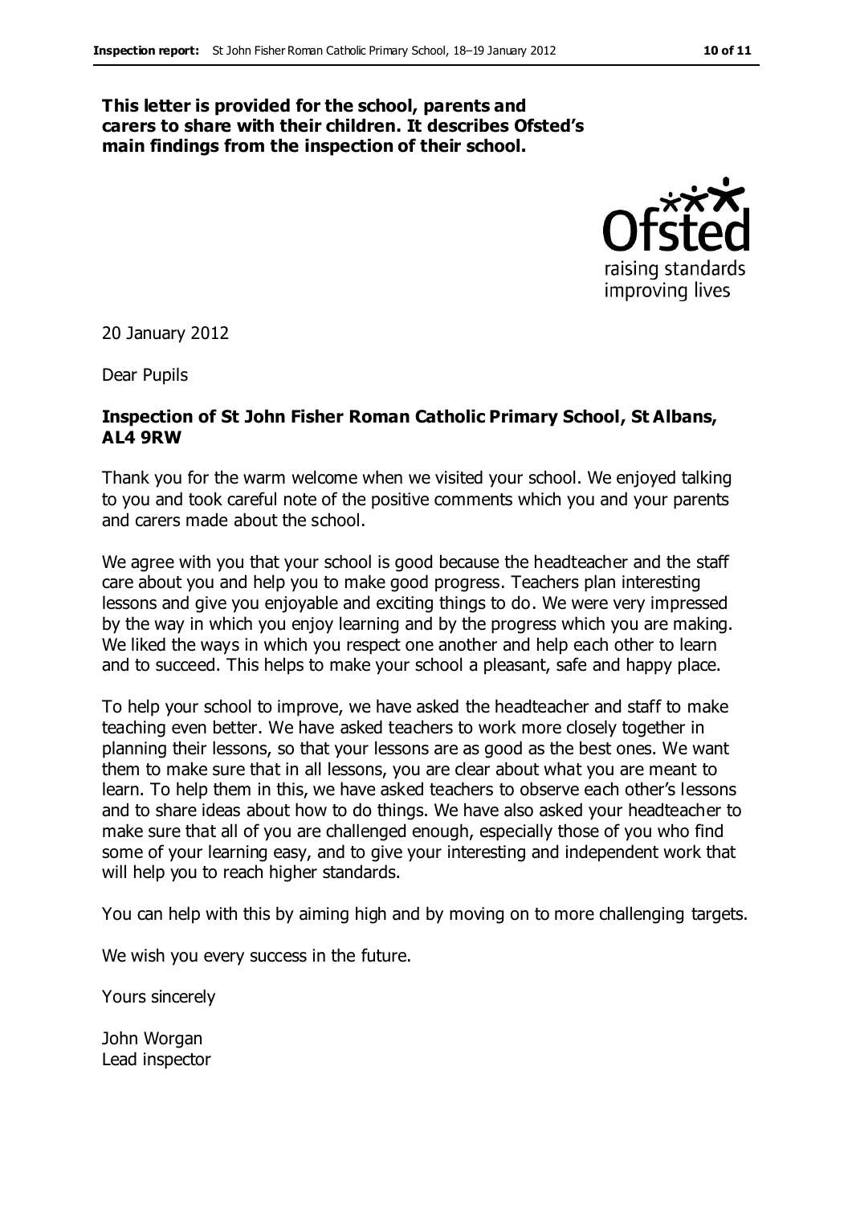**This letter is provided for the school, parents and carers to share with their children. It describes Ofsted's main findings from the inspection of their school.**

20 January 2012

Dear Pupils

**Inspection of St John Fisher Roman Catholic Primary School, St Albans, AL4 9RW**

Thank you for the warm welcome when we visited your school. We enjoyed talking to you and took careful note of the positive comments which you and your parents and carers made about the school.

We agree with you that your school is good because the headteacher and the staff care about you and help you to make good progress. Teachers plan interesting lessons and give you enjoyable and exciting things to do. We were very impressed by the way in which you enjoy learning and by the progress which you are making. We liked the ways in which you respect one another and help each other to learn and to succeed. This helps to make your school a pleasant, safe and happy place.

To help your school to improve, we have asked the headteacher and staff to make teaching even better. We have asked teachers to work more closely together in planning their lessons, so that your lessons are as good as the best ones. We want them to make sure that in all lessons, you are clear about what you are meant to learn. To help them in this, we have asked teachers to observe each other's lessons and to share ideas about how to do things. We have also asked your headteacher to make sure that all of you are challenged enough, especially those of you who find some of your learning easy, and to give your interesting and independent work that will help you to reach higher standards.

You can help with this by aiming high and by moving on to more challenging targets.

We wish you every success in the future.

Yours sincerely

John Worgan
Lead inspector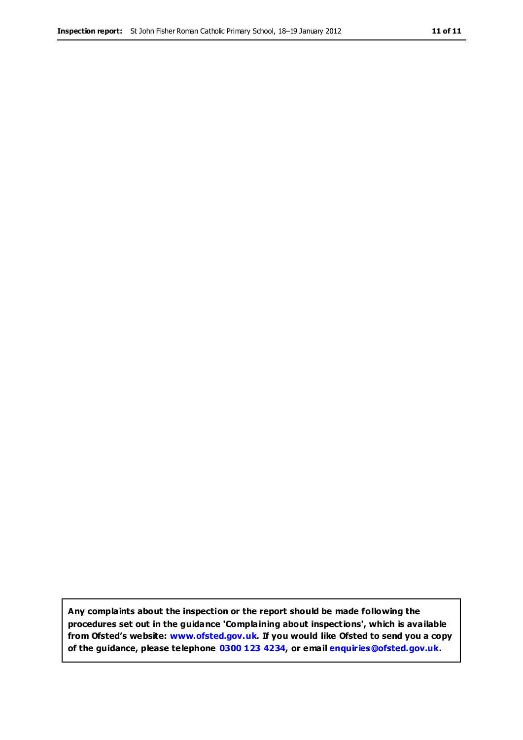**Any complaints about the inspection or the report should be made following the procedures set out in the guidance 'Complaining about inspections', which is available from Ofsted's website: www.ofsted.gov.uk. If you would like Ofsted to send you a copy of the guidance, please telephone 0300 123 4234, or email enquiries@ofsted.gov.uk.**